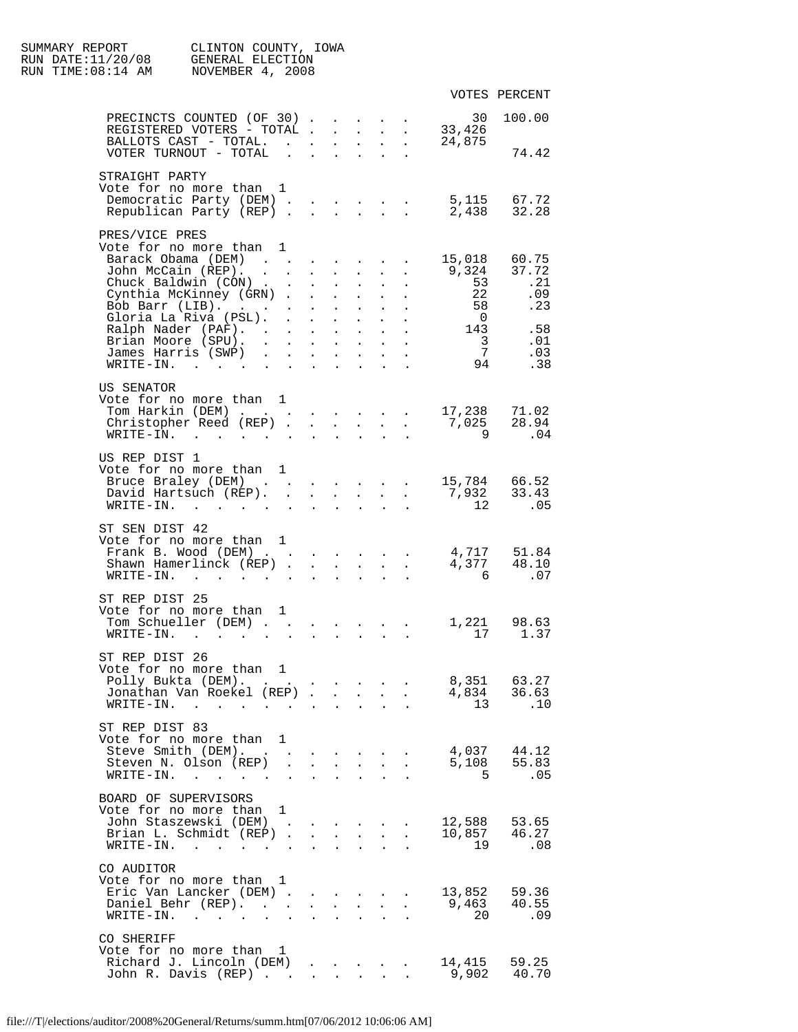SUMMARY REPORT — CLINTON COUNTY, IOWA
RUN DATE:11/20/08 — GENERAL ELECTION
RUN TIME:08:14 AM — NOVEMBER 4, 2008

| | VOTES | PERCENT |
|---|---|---|
| PRECINCTS COUNTED (OF 30) | 30 | 100.00 |
| REGISTERED VOTERS - TOTAL | 33,426 | |
| BALLOTS CAST - TOTAL. | 24,875 | |
| VOTER TURNOUT - TOTAL | | 74.42 |

**STRAIGHT PARTY**
Vote for no more than 1

| | VOTES | PERCENT |
|---|---|---|
| Democratic Party (DEM) | 5,115 | 67.72 |
| Republican Party (REP) | 2,438 | 32.28 |

**PRES/VICE PRES**
Vote for no more than 1

| | VOTES | PERCENT |
|---|---|---|
| Barack Obama (DEM) | 15,018 | 60.75 |
| John McCain (REP). | 9,324 | 37.72 |
| Chuck Baldwin (CON) | 53 | .21 |
| Cynthia McKinney (GRN) | 22 | .09 |
| Bob Barr (LIB). | 58 | .23 |
| Gloria La Riva (PSL). | 0 | |
| Ralph Nader (PAF). | 143 | .58 |
| Brian Moore (SPU). | 3 | .01 |
| James Harris (SWP) | 7 | .03 |
| WRITE-IN. | 94 | .38 |

**US SENATOR**
Vote for no more than 1

| | VOTES | PERCENT |
|---|---|---|
| Tom Harkin (DEM) | 17,238 | 71.02 |
| Christopher Reed (REP) | 7,025 | 28.94 |
| WRITE-IN. | 9 | .04 |

**US REP DIST 1**
Vote for no more than 1

| | VOTES | PERCENT |
|---|---|---|
| Bruce Braley (DEM) | 15,784 | 66.52 |
| David Hartsuch (REP). | 7,932 | 33.43 |
| WRITE-IN. | 12 | .05 |

**ST SEN DIST 42**
Vote for no more than 1

| | VOTES | PERCENT |
|---|---|---|
| Frank B. Wood (DEM) | 4,717 | 51.84 |
| Shawn Hamerlinck (REP) | 4,377 | 48.10 |
| WRITE-IN. | 6 | .07 |

**ST REP DIST 25**
Vote for no more than 1

| | VOTES | PERCENT |
|---|---|---|
| Tom Schueller (DEM) | 1,221 | 98.63 |
| WRITE-IN. | 17 | 1.37 |

**ST REP DIST 26**
Vote for no more than 1

| | VOTES | PERCENT |
|---|---|---|
| Polly Bukta (DEM). | 8,351 | 63.27 |
| Jonathan Van Roekel (REP) | 4,834 | 36.63 |
| WRITE-IN. | 13 | .10 |

**ST REP DIST 83**
Vote for no more than 1

| | VOTES | PERCENT |
|---|---|---|
| Steve Smith (DEM). | 4,037 | 44.12 |
| Steven N. Olson (REP) | 5,108 | 55.83 |
| WRITE-IN. | 5 | .05 |

**BOARD OF SUPERVISORS**
Vote for no more than 1

| | VOTES | PERCENT |
|---|---|---|
| John Staszewski (DEM) | 12,588 | 53.65 |
| Brian L. Schmidt (REP) | 10,857 | 46.27 |
| WRITE-IN. | 19 | .08 |

**CO AUDITOR**
Vote for no more than 1

| | VOTES | PERCENT |
|---|---|---|
| Eric Van Lancker (DEM) | 13,852 | 59.36 |
| Daniel Behr (REP). | 9,463 | 40.55 |
| WRITE-IN. | 20 | .09 |

**CO SHERIFF**
Vote for no more than 1

| | VOTES | PERCENT |
|---|---|---|
| Richard J. Lincoln (DEM) | 14,415 | 59.25 |
| John R. Davis (REP) | 9,902 | 40.70 |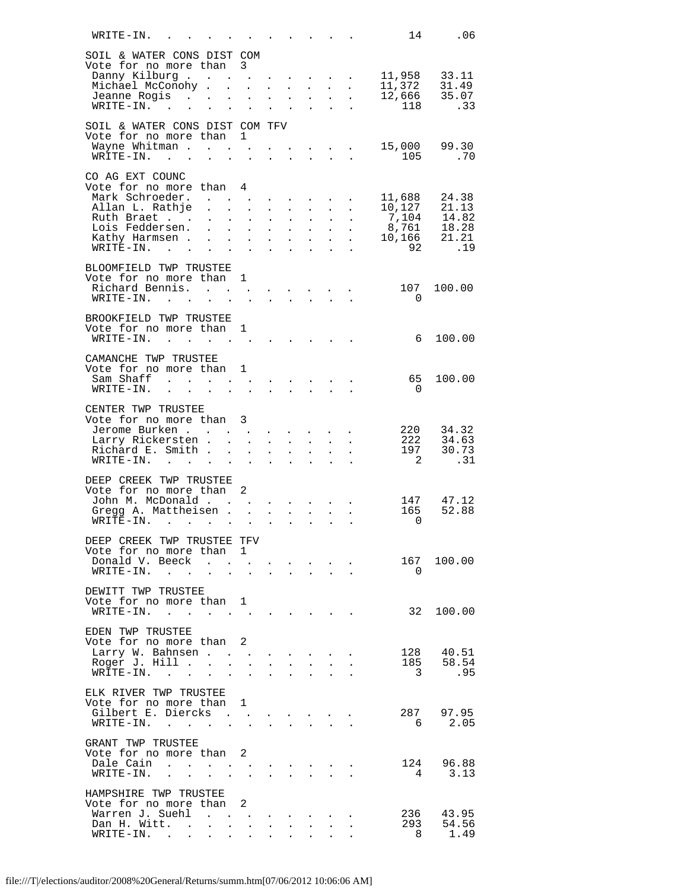| | | |
|---|---|---|
| WRITE-IN. | 14 | .06 |

**SOIL & WATER CONS DIST COM**
Vote for no more than 3

| Candidate | Votes | Percent |
|---|---|---|
| Danny Kilburg | 11,958 | 33.11 |
| Michael McConohy | 11,372 | 31.49 |
| Jeanne Rogis | 12,666 | 35.07 |
| WRITE-IN. | 118 | .33 |

**SOIL & WATER CONS DIST COM TFV**
Vote for no more than 1

| Candidate | Votes | Percent |
|---|---|---|
| Wayne Whitman | 15,000 | 99.30 |
| WRITE-IN. | 105 | .70 |

**CO AG EXT COUNC**
Vote for no more than 4

| Candidate | Votes | Percent |
|---|---|---|
| Mark Schroeder. | 11,688 | 24.38 |
| Allan L. Rathje | 10,127 | 21.13 |
| Ruth Braet | 7,104 | 14.82 |
| Lois Feddersen. | 8,761 | 18.28 |
| Kathy Harmsen | 10,166 | 21.21 |
| WRITE-IN. | 92 | .19 |

**BLOOMFIELD TWP TRUSTEE**
Vote for no more than 1

| Candidate | Votes | Percent |
|---|---|---|
| Richard Bennis. | 107 | 100.00 |
| WRITE-IN. | 0 | |

**BROOKFIELD TWP TRUSTEE**
Vote for no more than 1

| Candidate | Votes | Percent |
|---|---|---|
| WRITE-IN. | 6 | 100.00 |

**CAMANCHE TWP TRUSTEE**
Vote for no more than 1

| Candidate | Votes | Percent |
|---|---|---|
| Sam Shaff | 65 | 100.00 |
| WRITE-IN. | 0 | |

**CENTER TWP TRUSTEE**
Vote for no more than 3

| Candidate | Votes | Percent |
|---|---|---|
| Jerome Burken | 220 | 34.32 |
| Larry Rickersten | 222 | 34.63 |
| Richard E. Smith | 197 | 30.73 |
| WRITE-IN. | 2 | .31 |

**DEEP CREEK TWP TRUSTEE**
Vote for no more than 2

| Candidate | Votes | Percent |
|---|---|---|
| John M. McDonald | 147 | 47.12 |
| Gregg A. Mattheisen | 165 | 52.88 |
| WRITE-IN. | 0 | |

**DEEP CREEK TWP TRUSTEE TFV**
Vote for no more than 1

| Candidate | Votes | Percent |
|---|---|---|
| Donald V. Beeck | 167 | 100.00 |
| WRITE-IN. | 0 | |

**DEWITT TWP TRUSTEE**
Vote for no more than 1

| Candidate | Votes | Percent |
|---|---|---|
| WRITE-IN. | 32 | 100.00 |

**EDEN TWP TRUSTEE**
Vote for no more than 2

| Candidate | Votes | Percent |
|---|---|---|
| Larry W. Bahnsen | 128 | 40.51 |
| Roger J. Hill | 185 | 58.54 |
| WRITE-IN. | 3 | .95 |

**ELK RIVER TWP TRUSTEE**
Vote for no more than 1

| Candidate | Votes | Percent |
|---|---|---|
| Gilbert E. Diercks | 287 | 97.95 |
| WRITE-IN. | 6 | 2.05 |

**GRANT TWP TRUSTEE**
Vote for no more than 2

| Candidate | Votes | Percent |
|---|---|---|
| Dale Cain | 124 | 96.88 |
| WRITE-IN. | 4 | 3.13 |

**HAMPSHIRE TWP TRUSTEE**
Vote for no more than 2

| Candidate | Votes | Percent |
|---|---|---|
| Warren J. Suehl | 236 | 43.95 |
| Dan H. Witt. | 293 | 54.56 |
| WRITE-IN. | 8 | 1.49 |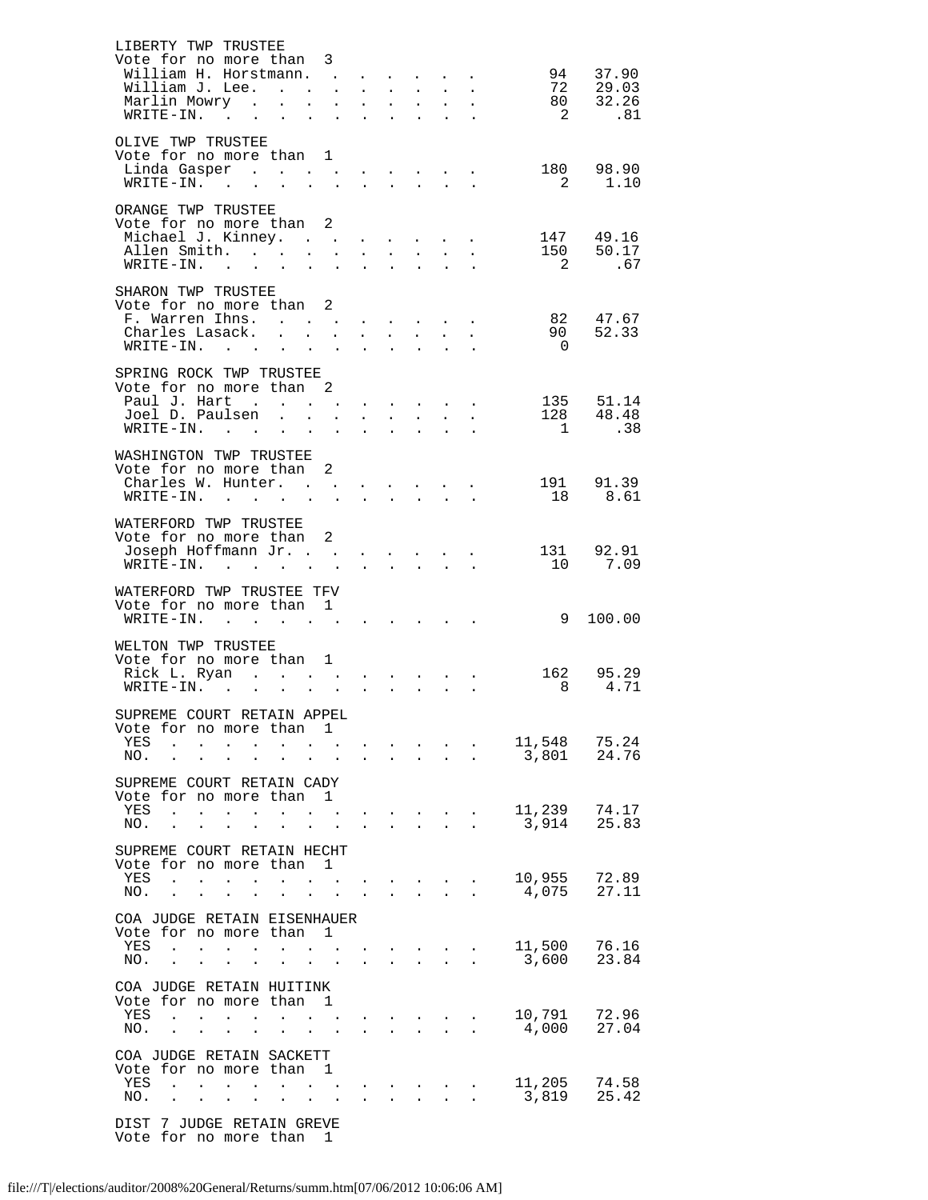LIBERTY TWP TRUSTEE
Vote for no more than 3

| | | |
|---|---|---|
| William H. Horstmann. | 94 | 37.90 |
| William J. Lee. | 72 | 29.03 |
| Marlin Mowry | 80 | 32.26 |
| WRITE-IN. | 2 | .81 |

OLIVE TWP TRUSTEE
Vote for no more than 1

| | | |
|---|---|---|
| Linda Gasper | 180 | 98.90 |
| WRITE-IN. | 2 | 1.10 |

ORANGE TWP TRUSTEE
Vote for no more than 2

| | | |
|---|---|---|
| Michael J. Kinney. | 147 | 49.16 |
| Allen Smith. | 150 | 50.17 |
| WRITE-IN. | 2 | .67 |

SHARON TWP TRUSTEE
Vote for no more than 2

| | | |
|---|---|---|
| F. Warren Ihns. | 82 | 47.67 |
| Charles Lasack. | 90 | 52.33 |
| WRITE-IN. | 0 | |

SPRING ROCK TWP TRUSTEE
Vote for no more than 2

| | | |
|---|---|---|
| Paul J. Hart | 135 | 51.14 |
| Joel D. Paulsen | 128 | 48.48 |
| WRITE-IN. | 1 | .38 |

WASHINGTON TWP TRUSTEE
Vote for no more than 2

| | | |
|---|---|---|
| Charles W. Hunter. | 191 | 91.39 |
| WRITE-IN. | 18 | 8.61 |

WATERFORD TWP TRUSTEE
Vote for no more than 2

| | | |
|---|---|---|
| Joseph Hoffmann Jr. | 131 | 92.91 |
| WRITE-IN. | 10 | 7.09 |

WATERFORD TWP TRUSTEE TFV
Vote for no more than 1

| | | |
|---|---|---|
| WRITE-IN. | 9 | 100.00 |

WELTON TWP TRUSTEE
Vote for no more than 1

| | | |
|---|---|---|
| Rick L. Ryan | 162 | 95.29 |
| WRITE-IN. | 8 | 4.71 |

SUPREME COURT RETAIN APPEL
Vote for no more than 1

| | | |
|---|---|---|
| YES | 11,548 | 75.24 |
| NO. | 3,801 | 24.76 |

SUPREME COURT RETAIN CADY
Vote for no more than 1

| | | |
|---|---|---|
| YES | 11,239 | 74.17 |
| NO. | 3,914 | 25.83 |

SUPREME COURT RETAIN HECHT
Vote for no more than 1

| | | |
|---|---|---|
| YES | 10,955 | 72.89 |
| NO. | 4,075 | 27.11 |

COA JUDGE RETAIN EISENHAUER
Vote for no more than 1

| | | |
|---|---|---|
| YES | 11,500 | 76.16 |
| NO. | 3,600 | 23.84 |

COA JUDGE RETAIN HUITINK
Vote for no more than 1

| | | |
|---|---|---|
| YES | 10,791 | 72.96 |
| NO. | 4,000 | 27.04 |

COA JUDGE RETAIN SACKETT
Vote for no more than 1

| | | |
|---|---|---|
| YES | 11,205 | 74.58 |
| NO. | 3,819 | 25.42 |

DIST 7 JUDGE RETAIN GREVE
Vote for no more than 1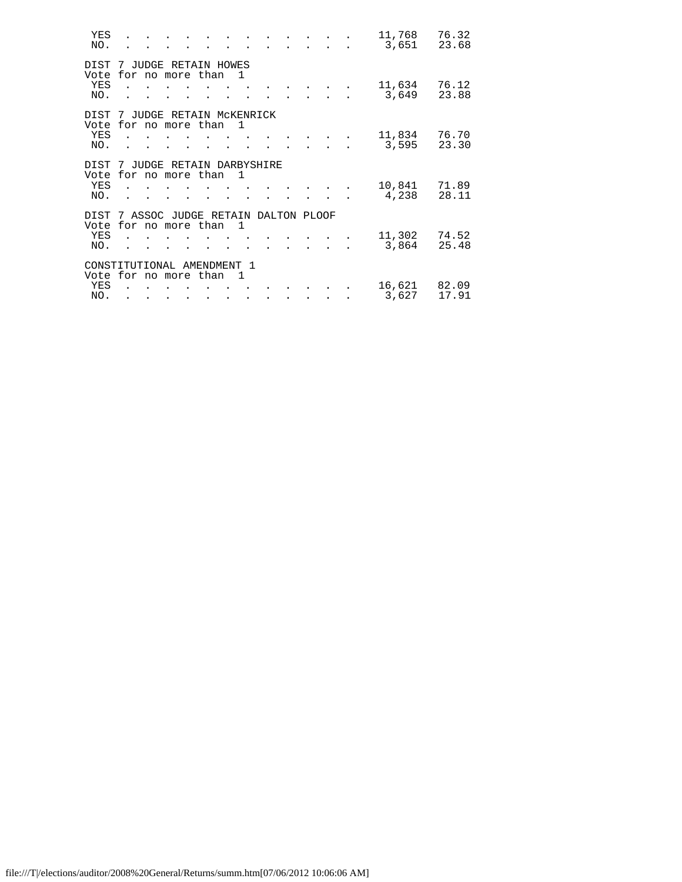| | | |
|---|---|---|
| YES | 11,768 | 76.32 |
| NO. | 3,651 | 23.68 |

DIST 7 JUDGE RETAIN HOWES
Vote for no more than 1

| | | |
|---|---|---|
| YES | 11,634 | 76.12 |
| NO. | 3,649 | 23.88 |

DIST 7 JUDGE RETAIN McKENRICK
Vote for no more than 1

| | | |
|---|---|---|
| YES | 11,834 | 76.70 |
| NO. | 3,595 | 23.30 |

DIST 7 JUDGE RETAIN DARBYSHIRE
Vote for no more than 1

| | | |
|---|---|---|
| YES | 10,841 | 71.89 |
| NO. | 4,238 | 28.11 |

DIST 7 ASSOC JUDGE RETAIN DALTON PLOOF
Vote for no more than 1

| | | |
|---|---|---|
| YES | 11,302 | 74.52 |
| NO. | 3,864 | 25.48 |

CONSTITUTIONAL AMENDMENT 1
Vote for no more than 1

| | | |
|---|---|---|
| YES | 16,621 | 82.09 |
| NO. | 3,627 | 17.91 |